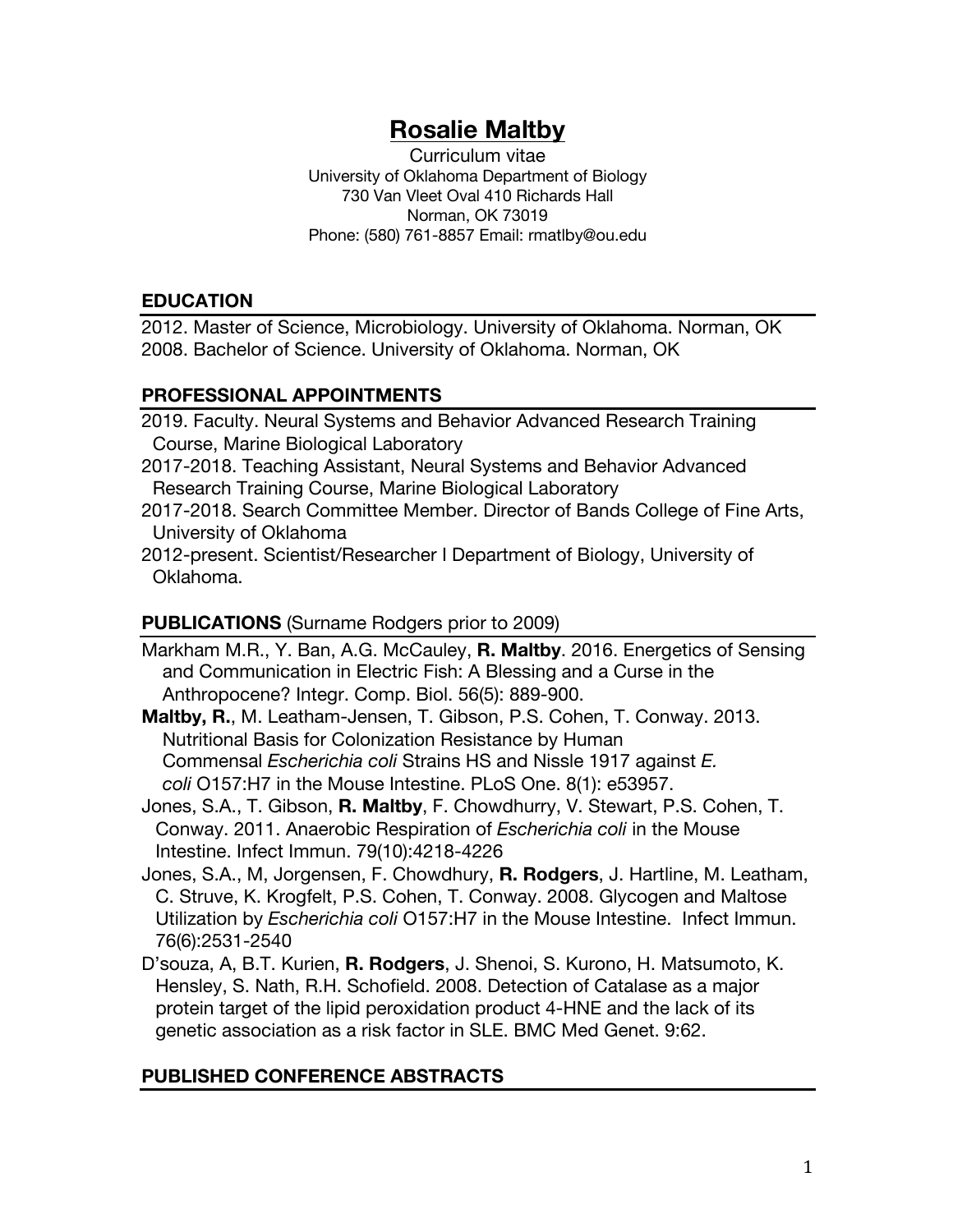# **Rosalie Maltby**

Curriculum vitae
University of Oklahoma Department of Biology
730 Van Vleet Oval 410 Richards Hall
Norman, OK 73019
Phone: (580) 761-8857 Email: rmatlby@ou.edu

## EDUCATION

2012. Master of Science, Microbiology. University of Oklahoma. Norman, OK
2008. Bachelor of Science. University of Oklahoma. Norman, OK

## PROFESSIONAL APPOINTMENTS

2019. Faculty. Neural Systems and Behavior Advanced Research Training Course, Marine Biological Laboratory

2017-2018. Teaching Assistant, Neural Systems and Behavior Advanced Research Training Course, Marine Biological Laboratory

2017-2018. Search Committee Member. Director of Bands College of Fine Arts, University of Oklahoma

2012-present. Scientist/Researcher I Department of Biology, University of Oklahoma.

## PUBLICATIONS (Surname Rodgers prior to 2009)

Markham M.R., Y. Ban, A.G. McCauley, **R. Maltby**. 2016. Energetics of Sensing and Communication in Electric Fish: A Blessing and a Curse in the Anthropocene? Integr. Comp. Biol. 56(5): 889-900.

**Maltby, R.**, M. Leatham-Jensen, T. Gibson, P.S. Cohen, T. Conway. 2013. Nutritional Basis for Colonization Resistance by Human Commensal *Escherichia coli* Strains HS and Nissle 1917 against *E. coli* O157:H7 in the Mouse Intestine. PLoS One. 8(1): e53957.

Jones, S.A., T. Gibson, **R. Maltby**, F. Chowdhurry, V. Stewart, P.S. Cohen, T. Conway. 2011. Anaerobic Respiration of *Escherichia coli* in the Mouse Intestine. Infect Immun. 79(10):4218-4226

Jones, S.A., M, Jorgensen, F. Chowdhury, **R. Rodgers**, J. Hartline, M. Leatham, C. Struve, K. Krogfelt, P.S. Cohen, T. Conway. 2008. Glycogen and Maltose Utilization by *Escherichia coli* O157:H7 in the Mouse Intestine. Infect Immun. 76(6):2531-2540

D'souza, A, B.T. Kurien, **R. Rodgers**, J. Shenoi, S. Kurono, H. Matsumoto, K. Hensley, S. Nath, R.H. Schofield. 2008. Detection of Catalase as a major protein target of the lipid peroxidation product 4-HNE and the lack of its genetic association as a risk factor in SLE. BMC Med Genet. 9:62.

## PUBLISHED CONFERENCE ABSTRACTS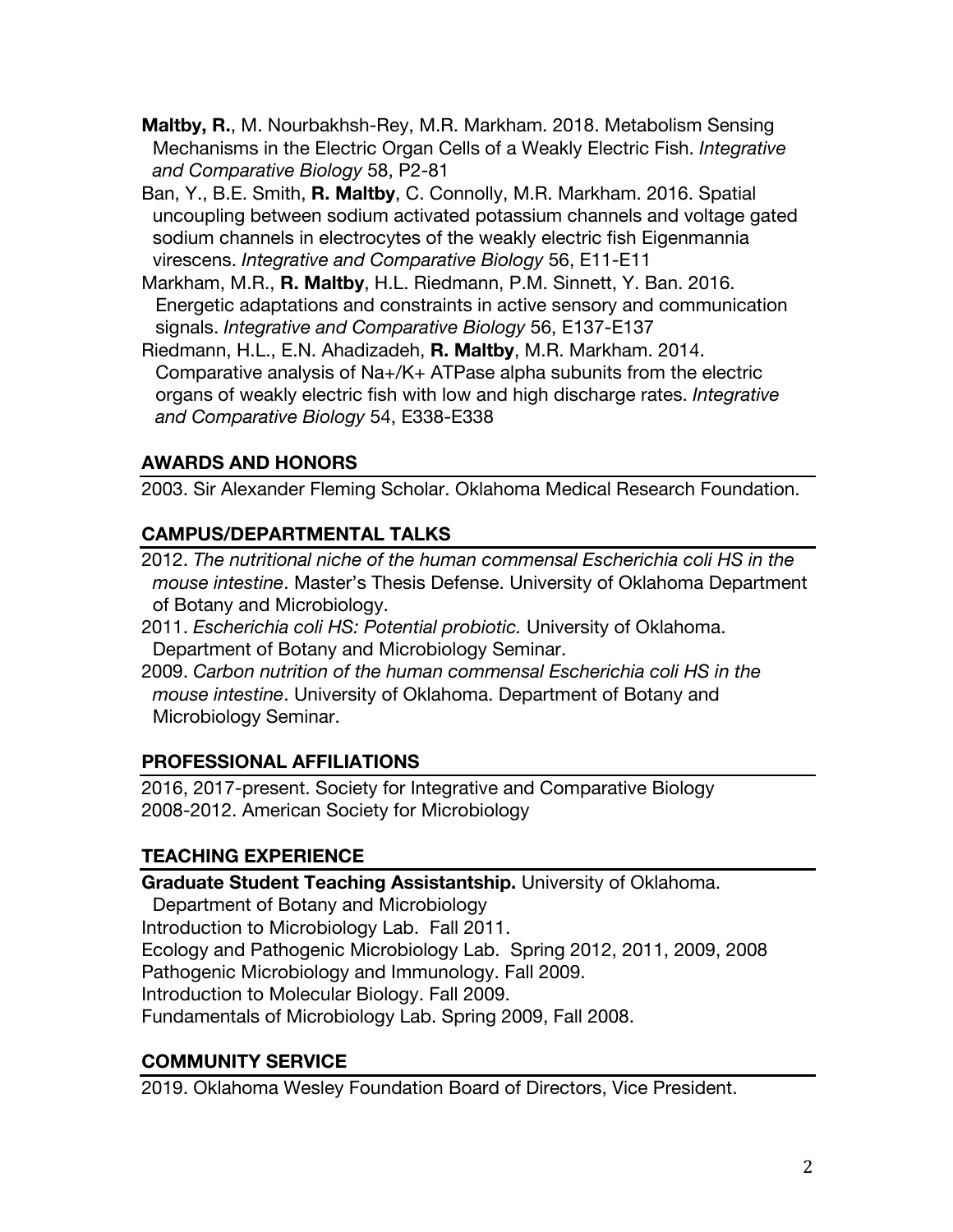**Maltby, R.**, M. Nourbakhsh-Rey, M.R. Markham. 2018. Metabolism Sensing Mechanisms in the Electric Organ Cells of a Weakly Electric Fish. *Integrative and Comparative Biology* 58, P2-81

Ban, Y., B.E. Smith, **R. Maltby**, C. Connolly, M.R. Markham. 2016. Spatial uncoupling between sodium activated potassium channels and voltage gated sodium channels in electrocytes of the weakly electric fish Eigenmannia virescens. *Integrative and Comparative Biology* 56, E11-E11

Markham, M.R., **R. Maltby**, H.L. Riedmann, P.M. Sinnett, Y. Ban. 2016. Energetic adaptations and constraints in active sensory and communication signals. *Integrative and Comparative Biology* 56, E137-E137

Riedmann, H.L., E.N. Ahadizadeh, **R. Maltby**, M.R. Markham. 2014. Comparative analysis of $Na^+/K^+$ ATPase alpha subunits from the electric organs of weakly electric fish with low and high discharge rates. *Integrative and Comparative Biology* 54, E338-E338

## AWARDS AND HONORS

2003. Sir Alexander Fleming Scholar. Oklahoma Medical Research Foundation.

## CAMPUS/DEPARTMENTAL TALKS

2012. *The nutritional niche of the human commensal Escherichia coli HS in the mouse intestine*. Master's Thesis Defense. University of Oklahoma Department of Botany and Microbiology.

2011. *Escherichia coli HS: Potential probiotic.* University of Oklahoma. Department of Botany and Microbiology Seminar.

2009. *Carbon nutrition of the human commensal Escherichia coli HS in the mouse intestine*. University of Oklahoma. Department of Botany and Microbiology Seminar.

## PROFESSIONAL AFFILIATIONS

2016, 2017-present. Society for Integrative and Comparative Biology
2008-2012. American Society for Microbiology

## TEACHING EXPERIENCE

**Graduate Student Teaching Assistantship.** University of Oklahoma. Department of Botany and Microbiology
Introduction to Microbiology Lab. Fall 2011.
Ecology and Pathogenic Microbiology Lab. Spring 2012, 2011, 2009, 2008
Pathogenic Microbiology and Immunology. Fall 2009.
Introduction to Molecular Biology. Fall 2009.
Fundamentals of Microbiology Lab. Spring 2009, Fall 2008.

## COMMUNITY SERVICE

2019. Oklahoma Wesley Foundation Board of Directors, Vice President.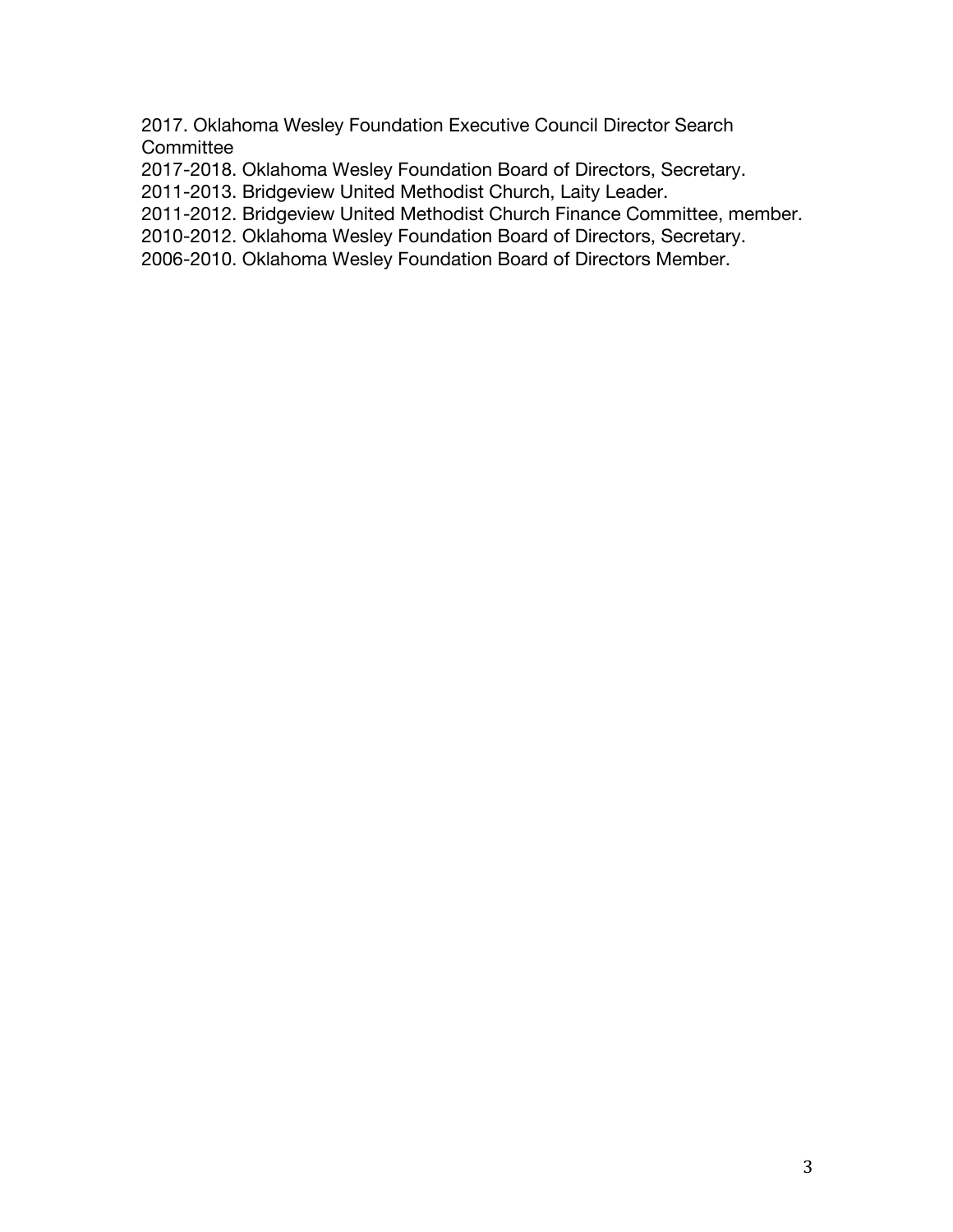2017. Oklahoma Wesley Foundation Executive Council Director Search Committee
2017-2018. Oklahoma Wesley Foundation Board of Directors, Secretary.
2011-2013. Bridgeview United Methodist Church, Laity Leader.
2011-2012. Bridgeview United Methodist Church Finance Committee, member.
2010-2012. Oklahoma Wesley Foundation Board of Directors, Secretary.
2006-2010. Oklahoma Wesley Foundation Board of Directors Member.